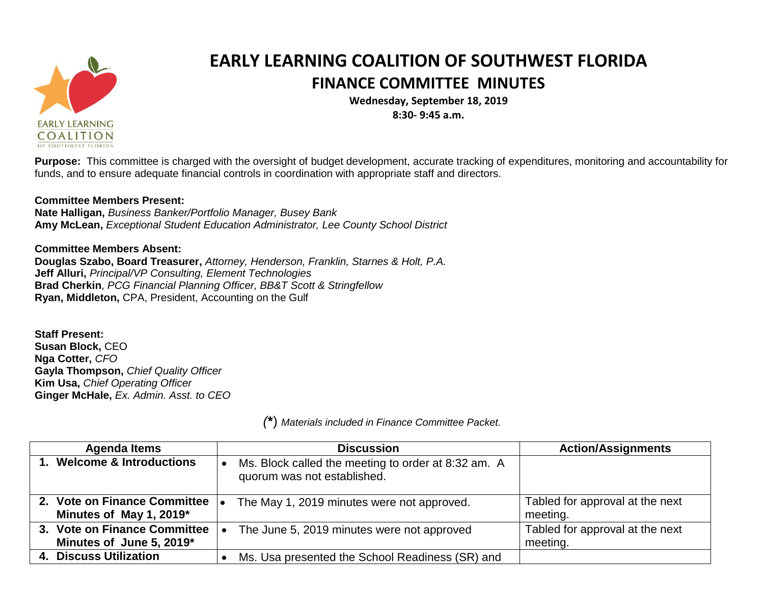# EARLY LEARNING COALITION OF SOUTHWEST FLORIDA

## FINANCE COMMITTEE MINUTES

**Wednesday, September 18, 2019**

**8:30- 9:45 a.m.**

**Purpose:** This committee is charged with the oversight of budget development, accurate tracking of expenditures, monitoring and accountability for funds, and to ensure adequate financial controls in coordination with appropriate staff and directors.

**Committee Members Present:**
**Nate Halligan,** *Business Banker/Portfolio Manager, Busey Bank*
**Amy McLean,** *Exceptional Student Education Administrator, Lee County School District*

**Committee Members Absent:**
**Douglas Szabo, Board Treasurer,** *Attorney, Henderson, Franklin, Starnes & Holt, P.A.*
**Jeff Alluri,** *Principal/VP Consulting, Element Technologies*
**Brad Cherkin**, *PCG Financial Planning Officer, BB&T Scott & Stringfellow*
**Ryan, Middleton,** CPA, President, Accounting on the Gulf

**Staff Present:**
**Susan Block,** CEO
**Nga Cotter,** *CFO*
**Gayla Thompson,** *Chief Quality Officer*
**Kim Usa,** *Chief Operating Officer*
**Ginger McHale,** *Ex. Admin. Asst. to CEO*

*(\*) Materials included in Finance Committee Packet.*

| Agenda Items | Discussion | Action/Assignments |
|---|---|---|
| 1. **Welcome & Introductions** | • Ms. Block called the meeting to order at 8:32 am. A quorum was not established. | |
| 2. **Vote on Finance Committee Minutes of May 1, 2019*** | • The May 1, 2019 minutes were not approved. | Tabled for approval at the next meeting. |
| 3. **Vote on Finance Committee Minutes of June 5, 2019*** | • The June 5, 2019 minutes were not approved | Tabled for approval at the next meeting. |
| 4. **Discuss Utilization** | • Ms. Usa presented the School Readiness (SR) and | |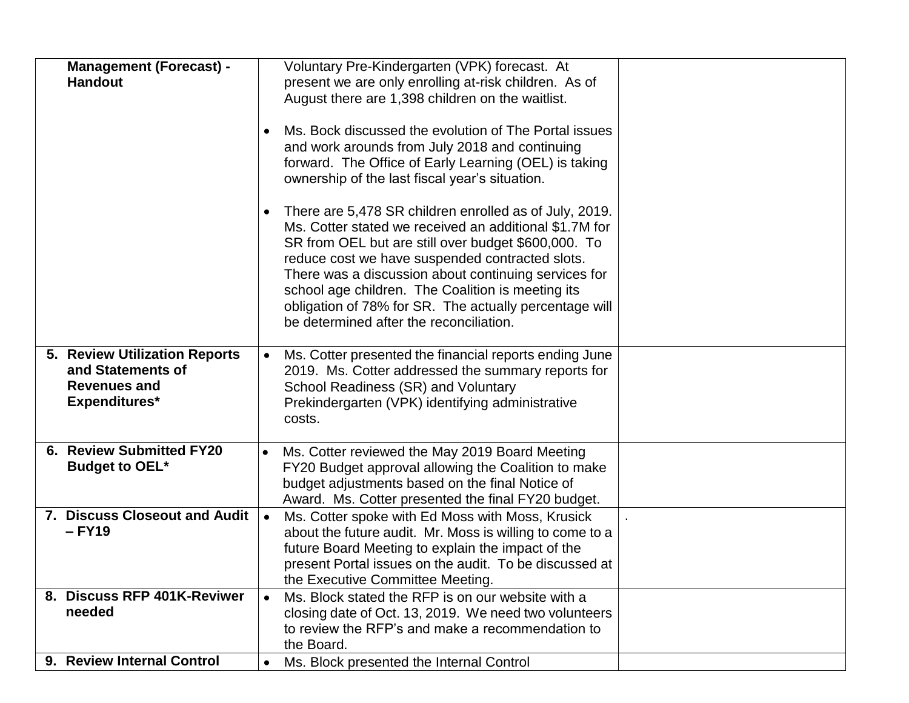| | | |
|---|---|---|
| **Management (Forecast) - Handout** | Voluntary Pre-Kindergarten (VPK) forecast. At present we are only enrolling at-risk children. As of August there are 1,398 children on the waitlist.<br><br>• Ms. Bock discussed the evolution of The Portal issues and work arounds from July 2018 and continuing forward. The Office of Early Learning (OEL) is taking ownership of the last fiscal year's situation.<br><br>• There are 5,478 SR children enrolled as of July, 2019. Ms. Cotter stated we received an additional $1.7M for SR from OEL but are still over budget $600,000. To reduce cost we have suspended contracted slots. There was a discussion about continuing services for school age children. The Coalition is meeting its obligation of 78% for SR. The actually percentage will be determined after the reconciliation. | |
| **5. Review Utilization Reports and Statements of Revenues and Expenditures*** | • Ms. Cotter presented the financial reports ending June 2019. Ms. Cotter addressed the summary reports for School Readiness (SR) and Voluntary Prekindergarten (VPK) identifying administrative costs. | |
| **6. Review Submitted FY20 Budget to OEL*** | • Ms. Cotter reviewed the May 2019 Board Meeting FY20 Budget approval allowing the Coalition to make budget adjustments based on the final Notice of Award. Ms. Cotter presented the final FY20 budget. | |
| **7. Discuss Closeout and Audit – FY19** | • Ms. Cotter spoke with Ed Moss with Moss, Krusick about the future audit. Mr. Moss is willing to come to a future Board Meeting to explain the impact of the present Portal issues on the audit. To be discussed at the Executive Committee Meeting. | . |
| **8. Discuss RFP 401K-Reviwer needed** | • Ms. Block stated the RFP is on our website with a closing date of Oct. 13, 2019. We need two volunteers to review the RFP's and make a recommendation to the Board. | |
| **9. Review Internal Control** | • Ms. Block presented the Internal Control | |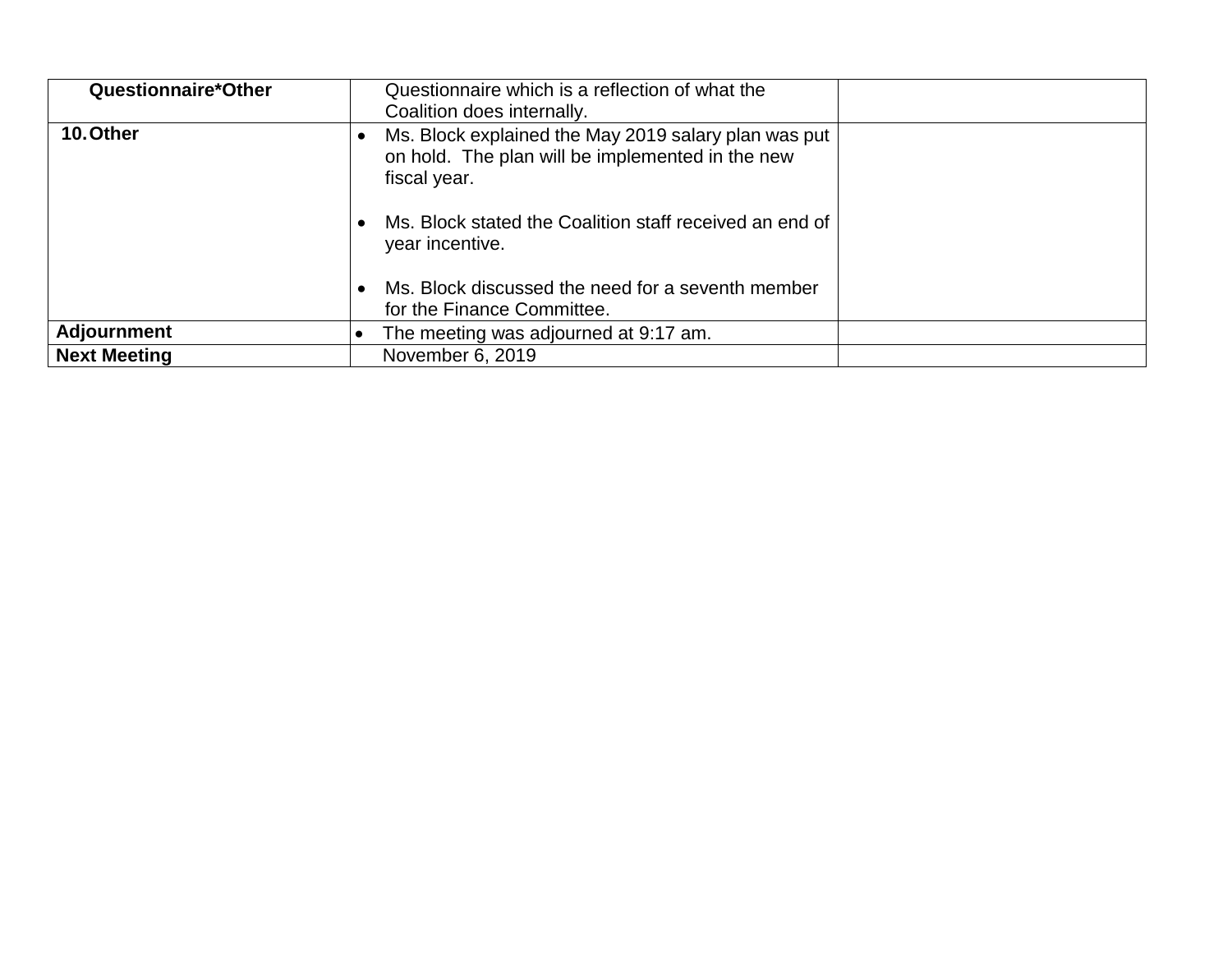| | | |
|---|---|---|
| **Questionnaire*Other** | Questionnaire which is a reflection of what the Coalition does internally. | |
| **10. Other** | • Ms. Block explained the May 2019 salary plan was put on hold. The plan will be implemented in the new fiscal year.<br><br>• Ms. Block stated the Coalition staff received an end of year incentive.<br><br>• Ms. Block discussed the need for a seventh member for the Finance Committee. | |
| **Adjournment** | • The meeting was adjourned at 9:17 am. | |
| **Next Meeting** | November 6, 2019 | |